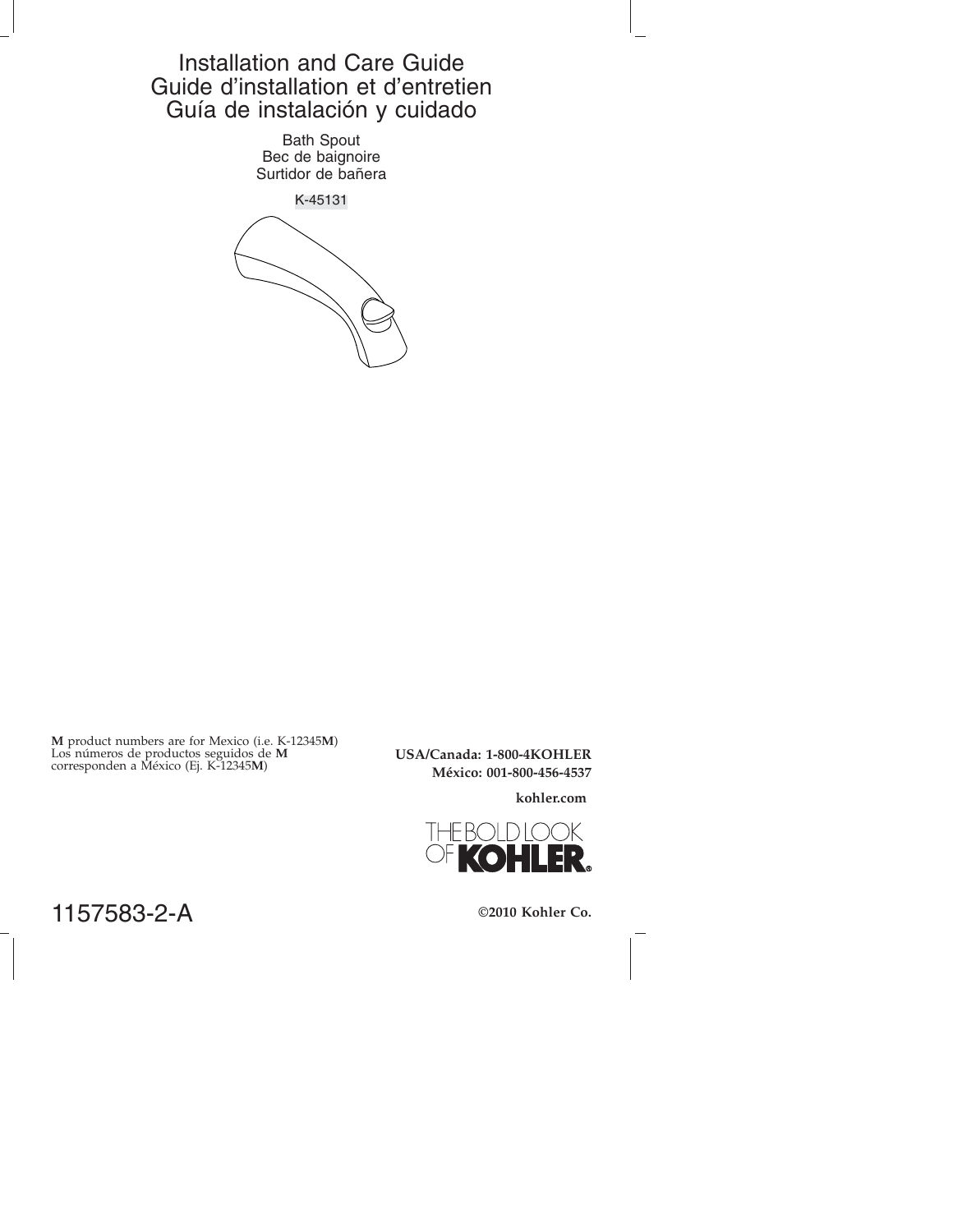# Installation and Care Guide
# Guide d'installation et d'entretien
# Guía de instalación y cuidado

Bath Spout
Bec de baignoire
Surtidor de bañera

K-45131

**M** product numbers are for Mexico (i.e. K-12345**M**)
Los números de productos seguidos de **M** corresponden a México (Ej. K-12345**M**)

**USA/Canada: 1-800-4KOHLER**
**México: 001-800-456-4537**

**kohler.com**

THE BOLD LOOK OF **KOHLER**®

1157583-2-A

**©2010 Kohler Co.**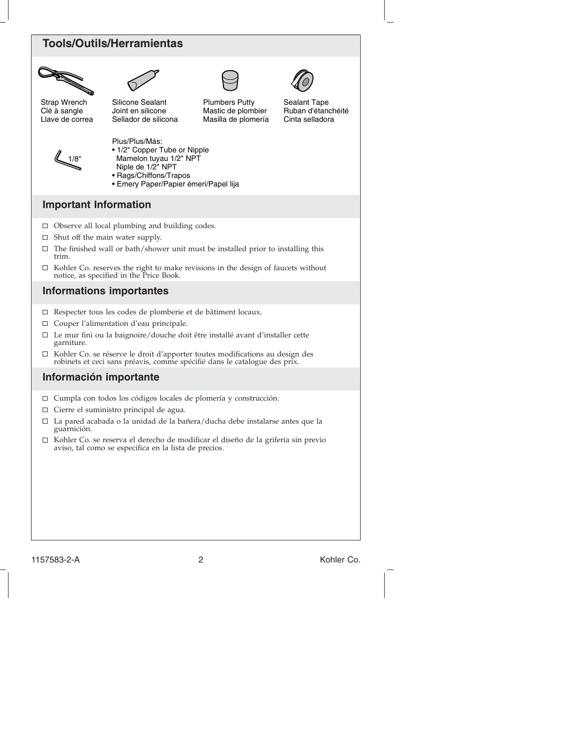## Tools/Outils/Herramientas

| Strap Wrench<br>Clé à sangle<br>Llave de correa | Silicone Sealant<br>Joint en silicone<br>Sellador de silicona | Plumbers Putty<br>Mastic de plombier<br>Masilla de plomería | Sealant Tape<br>Ruban d'étanchéité<br>Cinta selladora |
|---|---|---|---|

1/8"

Plus/Plus/Más:
- 1/2" Copper Tube or Nipple
  Mamelon tuyau 1/2" NPT
  Niple de 1/2" NPT
- Rags/Chiffons/Trapos
- Emery Paper/Papier émeri/Papel lija

## Important Information

- ☐ Observe all local plumbing and building codes.
- ☐ Shut off the main water supply.
- ☐ The finished wall or bath/shower unit must be installed prior to installing this trim.
- ☐ Kohler Co. reserves the right to make revisions in the design of faucets without notice, as specified in the Price Book.

## Informations importantes

- ☐ Respecter tous les codes de plomberie et de bâtiment locaux.
- ☐ Couper l'alimentation d'eau principale.
- ☐ Le mur fini ou la baignoire/douche doit être installé avant d'installer cette garniture.
- ☐ Kohler Co. se réserve le droit d'apporter toutes modifications au design des robinets et ceci sans préavis, comme spécifié dans le catalogue des prix.

## Información importante

- ☐ Cumpla con todos los códigos locales de plomería y construcción.
- ☐ Cierre el suministro principal de agua.
- ☐ La pared acabada o la unidad de la bañera/ducha debe instalarse antes que la guarnición.
- ☐ Kohler Co. se reserva el derecho de modificar el diseño de la grifería sin previo aviso, tal como se especifica en la lista de precios.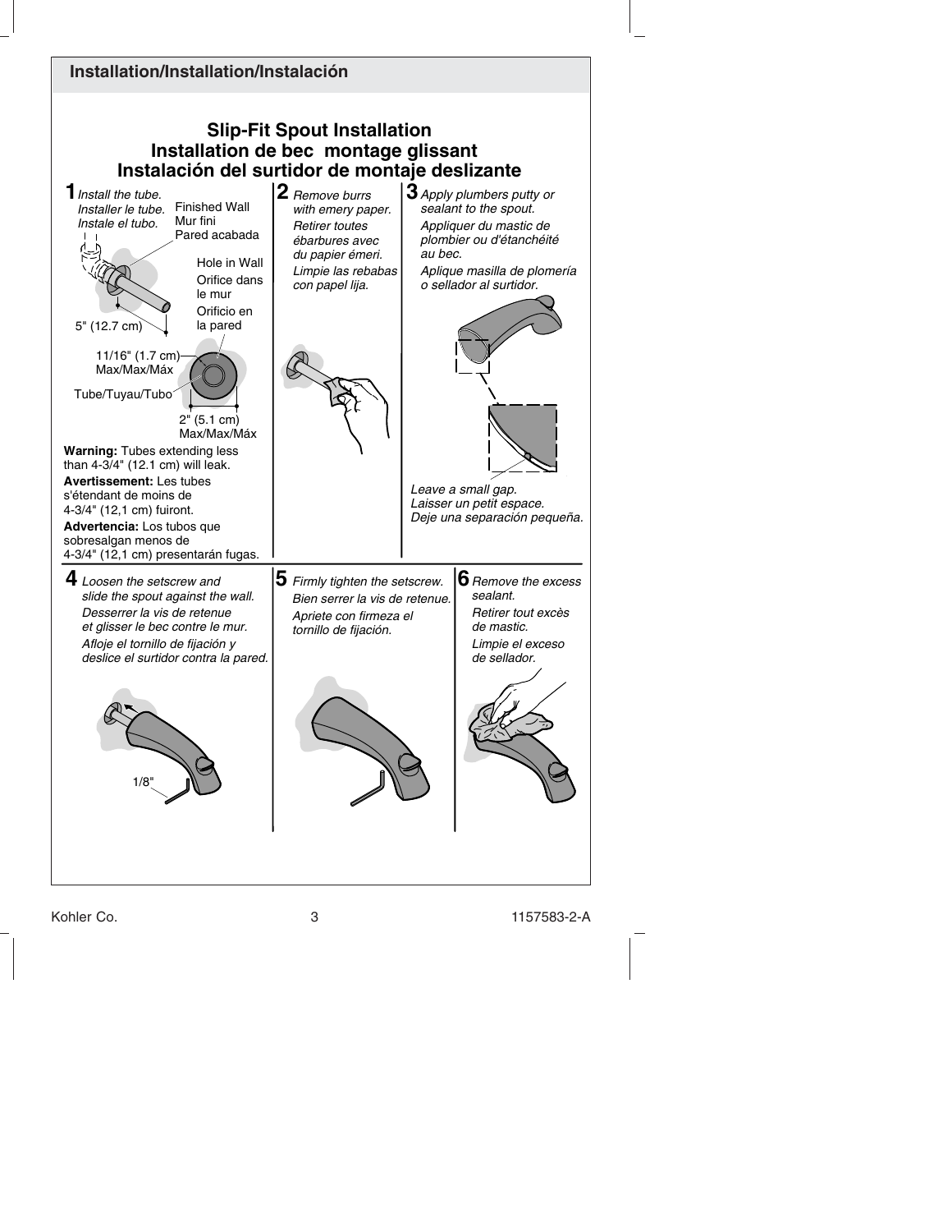## Installation/Installation/Instalación

### Slip-Fit Spout Installation
### Installation de bec montage glissant
### Instalación del surtidor de montaje deslizante

**1** *Install the tube.*
*Installer le tube.*
*Instale el tubo.*

Finished Wall
Mur fini
Pared acabada

Hole in Wall
Orifice dans le mur
Orificio en la pared

5" (12.7 cm)

11/16" (1.7 cm) Max/Max/Máx

Tube/Tuyau/Tubo

2" (5.1 cm) Max/Max/Máx

**Warning:** Tubes extending less than 4-3/4" (12.1 cm) will leak.

**Avertissement:** Les tubes s'étendant de moins de 4-3/4" (12,1 cm) fuiront.

**Advertencia:** Los tubos que sobresalgan menos de 4-3/4" (12,1 cm) presentarán fugas.

**2** *Remove burrs with emery paper.*
*Retirer toutes ébarbures avec du papier émeri.*
*Limpie las rebabas con papel lija.*

**3** *Apply plumbers putty or sealant to the spout.*
*Appliquer du mastic de plombier ou d'étanchéité au bec.*
*Aplique masilla de plomería o sellador al surtidor.*

*Leave a small gap.*
*Laisser un petit espace.*
*Deje una separación pequeña.*

**4** *Loosen the setscrew and slide the spout against the wall.*
*Desserrer la vis de retenue et glisser le bec contre le mur.*
*Afloje el tornillo de fijación y deslice el surtidor contra la pared.*

1/8"

**5** *Firmly tighten the setscrew.*
*Bien serrer la vis de retenue.*
*Apriete con firmeza el tornillo de fijación.*

**6** *Remove the excess sealant.*
*Retirer tout excès de mastic.*
*Limpie el exceso de sellador.*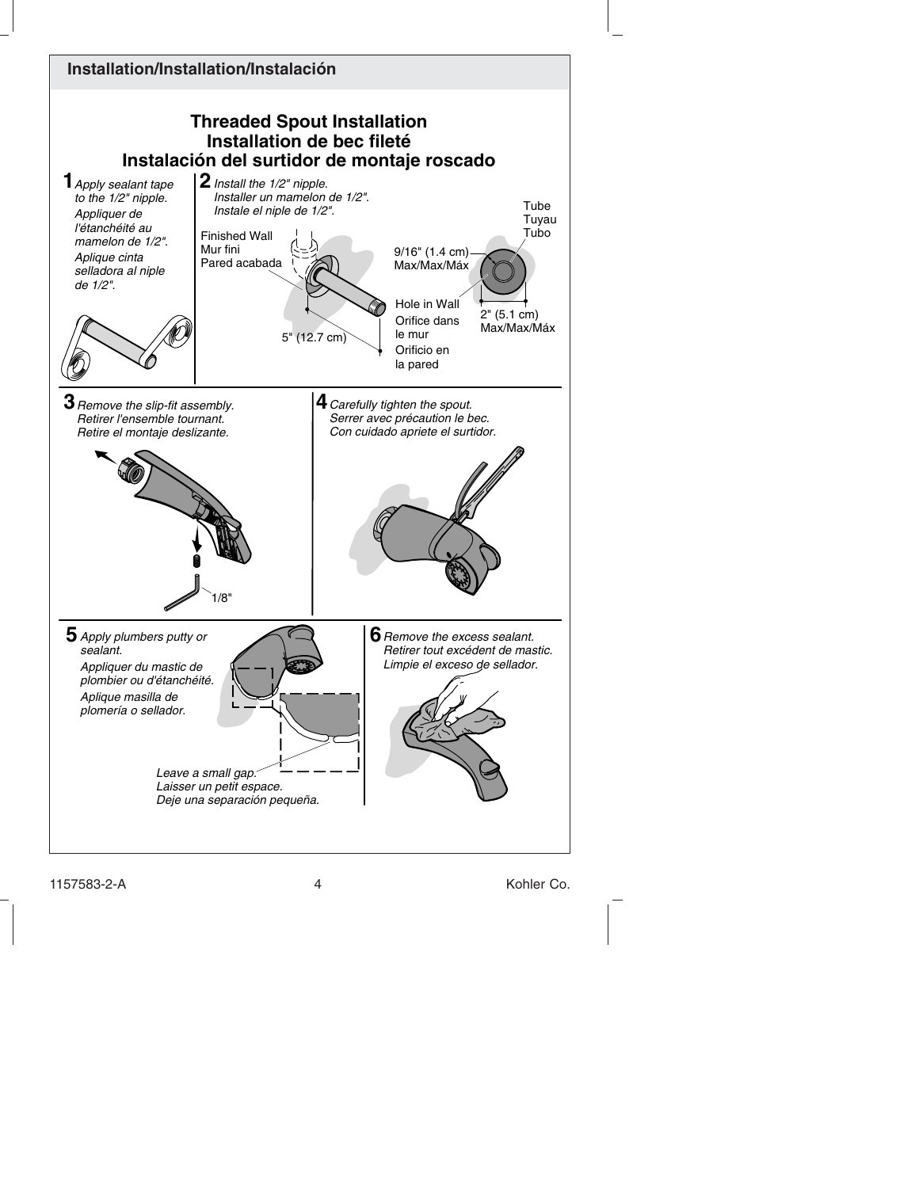## Installation/Installation/Instalación

### Threaded Spout Installation
### Installation de bec fileté
### Instalación del surtidor de montaje roscado

**1** *Apply sealant tape to the 1/2" nipple.*

*Appliquer de l'étanchéité au mamelon de 1/2".*

*Aplique cinta selladora al niple de 1/2".*

**2** *Install the 1/2" nipple.*
*Installer un mamelon de 1/2".*
*Instale el niple de 1/2".*

Finished Wall
Mur fini
Pared acabada

5" (12.7 cm)

9/16" (1.4 cm)
Max/Max/Máx

Tube
Tuyau
Tubo

Hole in Wall
Orifice dans le mur
Orificio en la pared

2" (5.1 cm)
Max/Max/Máx

**3** *Remove the slip-fit assembly.*
*Retirer l'ensemble tournant.*
*Retire el montaje deslizante.*

1/8"

**4** *Carefully tighten the spout.*
*Serrer avec précaution le bec.*
*Con cuidado apriete el surtidor.*

**5** *Apply plumbers putty or sealant.*

*Appliquer du mastic de plombier ou d'étanchéité.*

*Aplique masilla de plomería o sellador.*

*Leave a small gap.*
*Laisser un petit espace.*
*Deje una separación pequeña.*

**6** *Remove the excess sealant.*
*Retirer tout excédent de mastic.*
*Limpie el exceso de sellador.*

1157583-2-A

Kohler Co.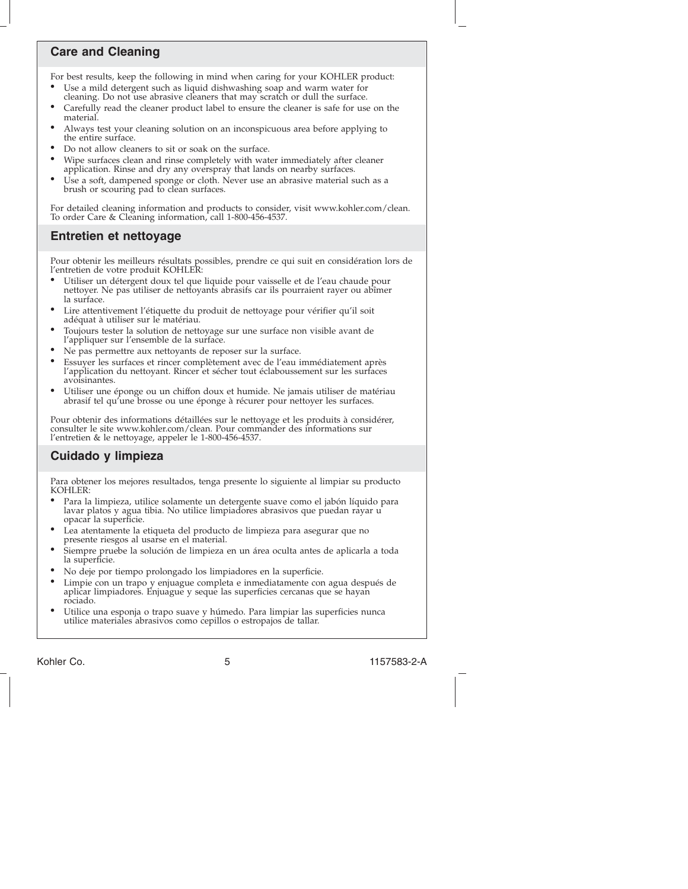## Care and Cleaning

For best results, keep the following in mind when caring for your KOHLER product:

- Use a mild detergent such as liquid dishwashing soap and warm water for cleaning. Do not use abrasive cleaners that may scratch or dull the surface.
- Carefully read the cleaner product label to ensure the cleaner is safe for use on the material.
- Always test your cleaning solution on an inconspicuous area before applying to the entire surface.
- Do not allow cleaners to sit or soak on the surface.
- Wipe surfaces clean and rinse completely with water immediately after cleaner application. Rinse and dry any overspray that lands on nearby surfaces.
- Use a soft, dampened sponge or cloth. Never use an abrasive material such as a brush or scouring pad to clean surfaces.

For detailed cleaning information and products to consider, visit www.kohler.com/clean. To order Care & Cleaning information, call 1-800-456-4537.

## Entretien et nettoyage

Pour obtenir les meilleurs résultats possibles, prendre ce qui suit en considération lors de l'entretien de votre produit KOHLER:

- Utiliser un détergent doux tel que liquide pour vaisselle et de l'eau chaude pour nettoyer. Ne pas utiliser de nettoyants abrasifs car ils pourraient rayer ou abîmer la surface.
- Lire attentivement l'étiquette du produit de nettoyage pour vérifier qu'il soit adéquat à utiliser sur le matériau.
- Toujours tester la solution de nettoyage sur une surface non visible avant de l'appliquer sur l'ensemble de la surface.
- Ne pas permettre aux nettoyants de reposer sur la surface.
- Essuyer les surfaces et rincer complètement avec de l'eau immédiatement après l'application du nettoyant. Rincer et sécher tout éclaboussement sur les surfaces avoisinantes.
- Utiliser une éponge ou un chiffon doux et humide. Ne jamais utiliser de matériau abrasif tel qu'une brosse ou une éponge à récurer pour nettoyer les surfaces.

Pour obtenir des informations détaillées sur le nettoyage et les produits à considérer, consulter le site www.kohler.com/clean. Pour commander des informations sur l'entretien & le nettoyage, appeler le 1-800-456-4537.

## Cuidado y limpieza

Para obtener los mejores resultados, tenga presente lo siguiente al limpiar su producto KOHLER:

- Para la limpieza, utilice solamente un detergente suave como el jabón líquido para lavar platos y agua tibia. No utilice limpiadores abrasivos que puedan rayar u opacar la superficie.
- Lea atentamente la etiqueta del producto de limpieza para asegurar que no presente riesgos al usarse en el material.
- Siempre pruebe la solución de limpieza en un área oculta antes de aplicarla a toda la superficie.
- No deje por tiempo prolongado los limpiadores en la superficie.
- Limpie con un trapo y enjuague completa e inmediatamente con agua después de aplicar limpiadores. Enjuague y seque las superficies cercanas que se hayan rociado.
- Utilice una esponja o trapo suave y húmedo. Para limpiar las superficies nunca utilice materiales abrasivos como cepillos o estropajos de tallar.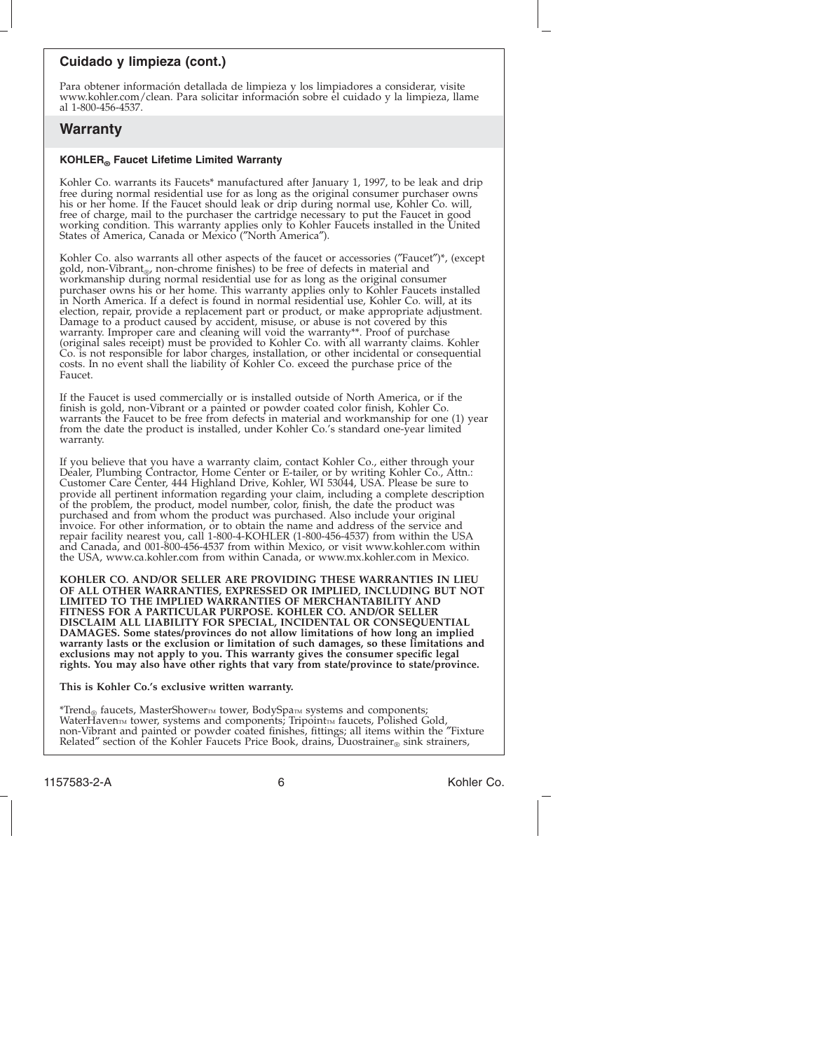### Cuidado y limpieza (cont.)

Para obtener información detallada de limpieza y los limpiadores a considerar, visite www.kohler.com/clean. Para solicitar información sobre el cuidado y la limpieza, llame al 1-800-456-4537.

## Warranty

### KOHLER® Faucet Lifetime Limited Warranty

Kohler Co. warrants its Faucets* manufactured after January 1, 1997, to be leak and drip free during normal residential use for as long as the original consumer purchaser owns his or her home. If the Faucet should leak or drip during normal use, Kohler Co. will, free of charge, mail to the purchaser the cartridge necessary to put the Faucet in good working condition. This warranty applies only to Kohler Faucets installed in the United States of America, Canada or Mexico ("North America").

Kohler Co. also warrants all other aspects of the faucet or accessories ("Faucet")*, (except gold, non-Vibrant®, non-chrome finishes) to be free of defects in material and workmanship during normal residential use for as long as the original consumer purchaser owns his or her home. This warranty applies only to Kohler Faucets installed in North America. If a defect is found in normal residential use, Kohler Co. will, at its election, repair, provide a replacement part or product, or make appropriate adjustment. Damage to a product caused by accident, misuse, or abuse is not covered by this warranty. Improper care and cleaning will void the warranty**. Proof of purchase (original sales receipt) must be provided to Kohler Co. with all warranty claims. Kohler Co. is not responsible for labor charges, installation, or other incidental or consequential costs. In no event shall the liability of Kohler Co. exceed the purchase price of the Faucet.

If the Faucet is used commercially or is installed outside of North America, or if the finish is gold, non-Vibrant or a painted or powder coated color finish, Kohler Co. warrants the Faucet to be free from defects in material and workmanship for one (1) year from the date the product is installed, under Kohler Co.'s standard one-year limited warranty.

If you believe that you have a warranty claim, contact Kohler Co., either through your Dealer, Plumbing Contractor, Home Center or E-tailer, or by writing Kohler Co., Attn.: Customer Care Center, 444 Highland Drive, Kohler, WI 53044, USA. Please be sure to provide all pertinent information regarding your claim, including a complete description of the problem, the product, model number, color, finish, the date the product was purchased and from whom the product was purchased. Also include your original invoice. For other information, or to obtain the name and address of the service and repair facility nearest you, call 1-800-4-KOHLER (1-800-456-4537) from within the USA and Canada, and 001-800-456-4537 from within Mexico, or visit www.kohler.com within the USA, www.ca.kohler.com from within Canada, or www.mx.kohler.com in Mexico.

**KOHLER CO. AND/OR SELLER ARE PROVIDING THESE WARRANTIES IN LIEU OF ALL OTHER WARRANTIES, EXPRESSED OR IMPLIED, INCLUDING BUT NOT LIMITED TO THE IMPLIED WARRANTIES OF MERCHANTABILITY AND FITNESS FOR A PARTICULAR PURPOSE. KOHLER CO. AND/OR SELLER DISCLAIM ALL LIABILITY FOR SPECIAL, INCIDENTAL OR CONSEQUENTIAL DAMAGES. Some states/provinces do not allow limitations of how long an implied warranty lasts or the exclusion or limitation of such damages, so these limitations and exclusions may not apply to you. This warranty gives the consumer specific legal rights. You may also have other rights that vary from state/province to state/province.**

**This is Kohler Co.'s exclusive written warranty.**

*Trend® faucets, MasterShower™ tower, BodySpa™ systems and components; WaterHaven™ tower, systems and components; Tripoint™ faucets, Polished Gold, non-Vibrant and painted or powder coated finishes, fittings; all items within the "Fixture Related" section of the Kohler Faucets Price Book, drains, Duostrainer® sink strainers,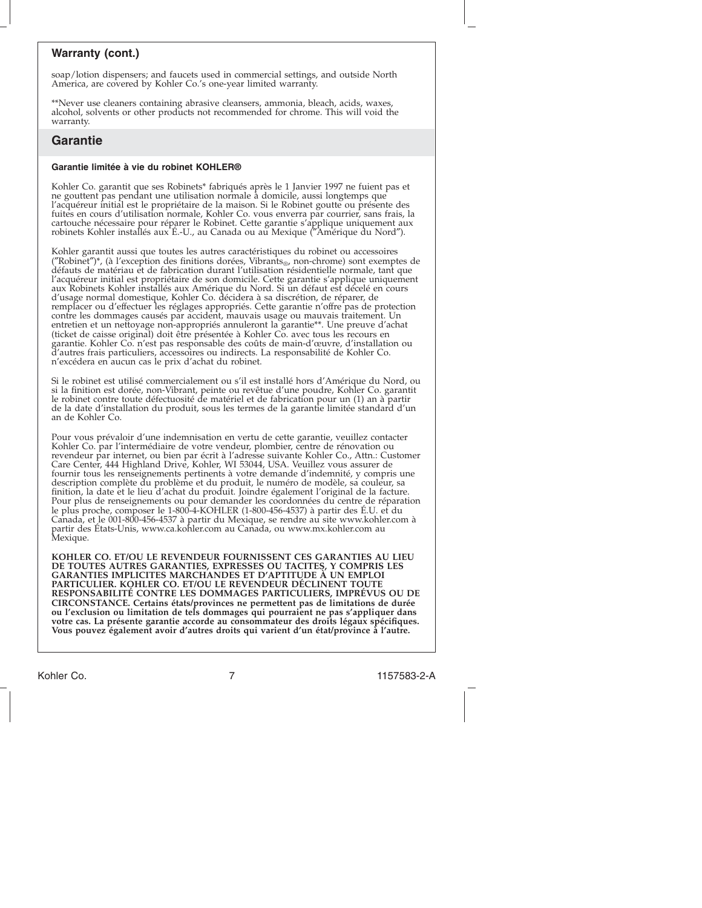## Warranty (cont.)

soap/lotion dispensers; and faucets used in commercial settings, and outside North America, are covered by Kohler Co.'s one-year limited warranty.

**Never use cleaners containing abrasive cleansers, ammonia, bleach, acids, waxes, alcohol, solvents or other products not recommended for chrome. This will void the warranty.

## Garantie

### Garantie limitée à vie du robinet KOHLER®

Kohler Co. garantit que ses Robinets* fabriqués après le 1 Janvier 1997 ne fuient pas et ne gouttent pas pendant une utilisation normale à domicile, aussi longtemps que l'acquéreur initial est le propriétaire de la maison. Si le Robinet goutte ou présente des fuites en cours d'utilisation normale, Kohler Co. vous enverra par courrier, sans frais, la cartouche nécessaire pour réparer le Robinet. Cette garantie s'applique uniquement aux robinets Kohler installés aux É.-U., au Canada ou au Mexique ("Amérique du Nord").

Kohler garantit aussi que toutes les autres caractéristiques du robinet ou accessoires ("Robinet")*, (à l'exception des finitions dorées, Vibrants®, non-chrome) sont exemptes de défauts de matériau et de fabrication durant l'utilisation résidentielle normale, tant que l'acquéreur initial est propriétaire de son domicile. Cette garantie s'applique uniquement aux Robinets Kohler installés aux Amérique du Nord. Si un défaut est décelé en cours d'usage normal domestique, Kohler Co. décidera à sa discrétion, de réparer, de remplacer ou d'effectuer les réglages appropriés. Cette garantie n'offre pas de protection contre les dommages causés par accident, mauvais usage ou mauvais traitement. Un entretien et un nettoyage non-appropriés annuleront la garantie**. Une preuve d'achat (ticket de caisse original) doit être présentée à Kohler Co. avec tous les recours en garantie. Kohler Co. n'est pas responsable des coûts de main-d'œuvre, d'installation ou d'autres frais particuliers, accessoires ou indirects. La responsabilité de Kohler Co. n'excédera en aucun cas le prix d'achat du robinet.

Si le robinet est utilisé commercialement ou s'il est installé hors d'Amérique du Nord, ou si la finition est dorée, non-Vibrant, peinte ou revêtue d'une poudre, Kohler Co. garantit le robinet contre toute défectuosité de matériel et de fabrication pour un (1) an à partir de la date d'installation du produit, sous les termes de la garantie limitée standard d'un an de Kohler Co.

Pour vous prévaloir d'une indemnisation en vertu de cette garantie, veuillez contacter Kohler Co. par l'intermédiaire de votre vendeur, plombier, centre de rénovation ou revendeur par internet, ou bien par écrit à l'adresse suivante Kohler Co., Attn.: Customer Care Center, 444 Highland Drive, Kohler, WI 53044, USA. Veuillez vous assurer de fournir tous les renseignements pertinents à votre demande d'indemnité, y compris une description complète du problème et du produit, le numéro de modèle, sa couleur, sa finition, la date et le lieu d'achat du produit. Joindre également l'original de la facture. Pour plus de renseignements ou pour demander les coordonnées du centre de réparation le plus proche, composer le 1-800-4-KOHLER (1-800-456-4537) à partir des É.U. et du Canada, et le 001-800-456-4537 à partir du Mexique, se rendre au site www.kohler.com à partir des États-Unis, www.ca.kohler.com au Canada, ou www.mx.kohler.com au Mexique.

**KOHLER CO. ET/OU LE REVENDEUR FOURNISSENT CES GARANTIES AU LIEU DE TOUTES AUTRES GARANTIES, EXPRESSES OU TACITES, Y COMPRIS LES GARANTIES IMPLICITES MARCHANDES ET D'APTITUDE À UN EMPLOI PARTICULIER. KOHLER CO. ET/OU LE REVENDEUR DÉCLINENT TOUTE RESPONSABILITÉ CONTRE LES DOMMAGES PARTICULIERS, IMPRÉVUS OU DE CIRCONSTANCE. Certains états/provinces ne permettent pas de limitations de durée ou l'exclusion ou limitation de tels dommages qui pourraient ne pas s'appliquer dans votre cas. La présente garantie accorde au consommateur des droits légaux spécifiques. Vous pouvez également avoir d'autres droits qui varient d'un état/province à l'autre.**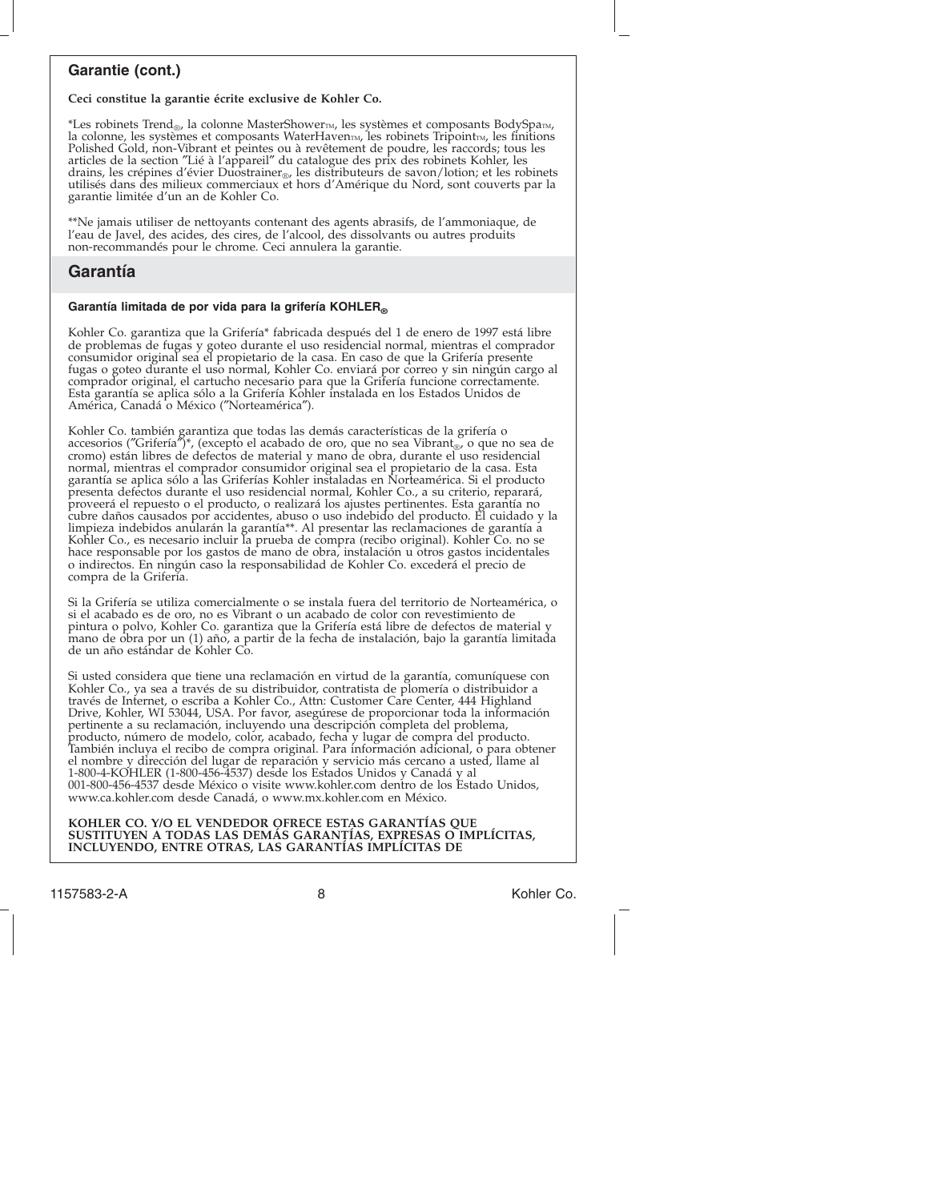## Garantie (cont.)

**Ceci constitue la garantie écrite exclusive de Kohler Co.**

*Les robinets Trend®, la colonne MasterShower™, les systèmes et composants BodySpa™, la colonne, les systèmes et composants WaterHaven™, les robinets Tripoint™, les finitions Polished Gold, non-Vibrant et peintes ou à revêtement de poudre, les raccords; tous les articles de la section "Lié à l'appareil" du catalogue des prix des robinets Kohler, les drains, les crépines d'évier Duostrainer®, les distributeurs de savon/lotion; et les robinets utilisés dans des milieux commerciaux et hors d'Amérique du Nord, sont couverts par la garantie limitée d'un an de Kohler Co.

**Ne jamais utiliser de nettoyants contenant des agents abrasifs, de l'ammoniaque, de l'eau de Javel, des acides, des cires, de l'alcool, des dissolvants ou autres produits non-recommandés pour le chrome. Ceci annulera la garantie.

## Garantía

**Garantía limitada de por vida para la grifería KOHLER®**

Kohler Co. garantiza que la Grifería* fabricada después del 1 de enero de 1997 está libre de problemas de fugas y goteo durante el uso residencial normal, mientras el comprador consumidor original sea el propietario de la casa. En caso de que la Grifería presente fugas o goteo durante el uso normal, Kohler Co. enviará por correo y sin ningún cargo al comprador original, el cartucho necesario para que la Grifería funcione correctamente. Esta garantía se aplica sólo a la Grifería Kohler instalada en los Estados Unidos de América, Canadá o México ("Norteamérica").

Kohler Co. también garantiza que todas las demás características de la grifería o accesorios ("Grifería")*, (excepto el acabado de oro, que no sea Vibrant®, o que no sea de cromo) están libres de defectos de material y mano de obra, durante el uso residencial normal, mientras el comprador consumidor original sea el propietario de la casa. Esta garantía se aplica sólo a las Griferías Kohler instaladas en Norteamérica. Si el producto presenta defectos durante el uso residencial normal, Kohler Co., a su criterio, reparará, proveerá el repuesto o el producto, o realizará los ajustes pertinentes. Esta garantía no cubre daños causados por accidentes, abuso o uso indebido del producto. El cuidado y la limpieza indebidos anularán la garantía**. Al presentar las reclamaciones de garantía a Kohler Co., es necesario incluir la prueba de compra (recibo original). Kohler Co. no se hace responsable por los gastos de mano de obra, instalación u otros gastos incidentales o indirectos. En ningún caso la responsabilidad de Kohler Co. excederá el precio de compra de la Grifería.

Si la Grifería se utiliza comercialmente o se instala fuera del territorio de Norteamérica, o si el acabado es de oro, no es Vibrant o un acabado de color con revestimiento de pintura o polvo, Kohler Co. garantiza que la Grifería está libre de defectos de material y mano de obra por un (1) año, a partir de la fecha de instalación, bajo la garantía limitada de un año estándar de Kohler Co.

Si usted considera que tiene una reclamación en virtud de la garantía, comuníquese con Kohler Co., ya sea a través de su distribuidor, contratista de plomería o distribuidor a través de Internet, o escriba a Kohler Co., Attn: Customer Care Center, 444 Highland Drive, Kohler, WI 53044, USA. Por favor, asegúrese de proporcionar toda la información pertinente a su reclamación, incluyendo una descripción completa del problema, producto, número de modelo, color, acabado, fecha y lugar de compra del producto. También incluya el recibo de compra original. Para información adicional, o para obtener el nombre y dirección del lugar de reparación y servicio más cercano a usted, llame al 1-800-4-KOHLER (1-800-456-4537) desde los Estados Unidos y Canadá y al 001-800-456-4537 desde México o visite www.kohler.com dentro de los Estado Unidos, www.ca.kohler.com desde Canadá, o www.mx.kohler.com en México.

**KOHLER CO. Y/O EL VENDEDOR OFRECE ESTAS GARANTÍAS QUE SUSTITUYEN A TODAS LAS DEMÁS GARANTÍAS, EXPRESAS O IMPLÍCITAS, INCLUYENDO, ENTRE OTRAS, LAS GARANTÍAS IMPLÍCITAS DE**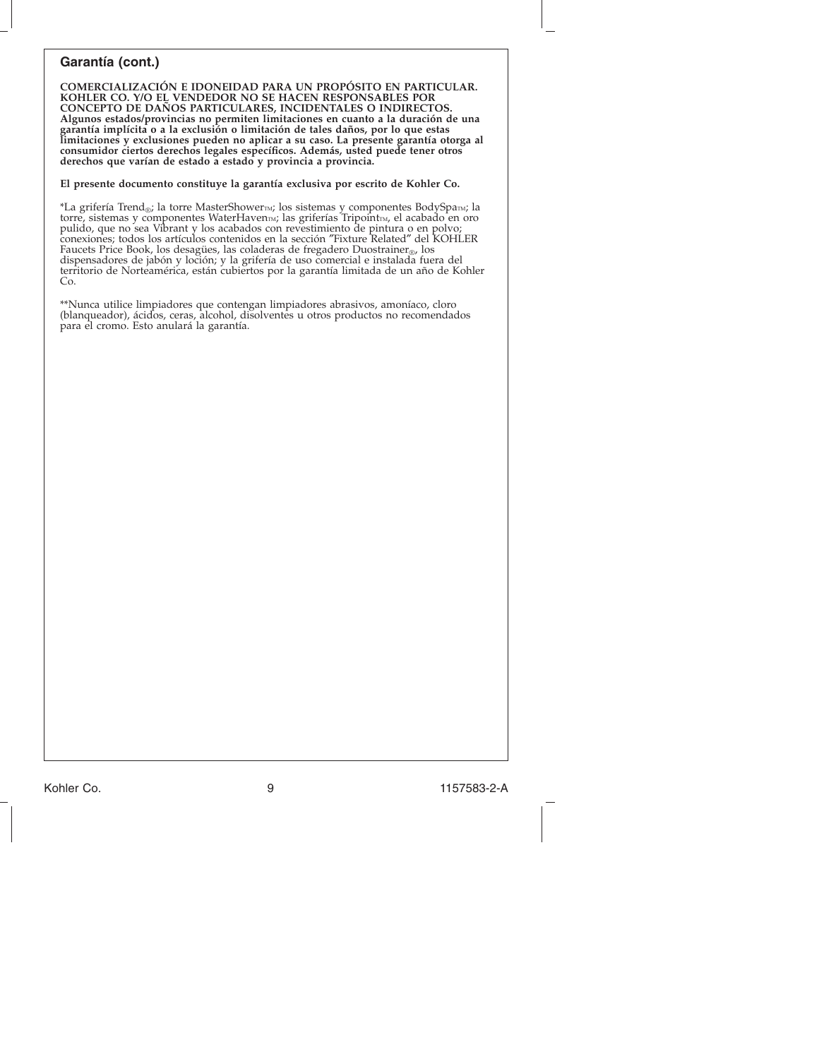## Garantía (cont.)

**COMERCIALIZACIÓN E IDONEIDAD PARA UN PROPÓSITO EN PARTICULAR. KOHLER CO. Y/O EL VENDEDOR NO SE HACEN RESPONSABLES POR CONCEPTO DE DAÑOS PARTICULARES, INCIDENTALES O INDIRECTOS. Algunos estados/provincias no permiten limitaciones en cuanto a la duración de una garantía implícita o a la exclusión o limitación de tales daños, por lo que estas limitaciones y exclusiones pueden no aplicar a su caso. La presente garantía otorga al consumidor ciertos derechos legales específicos. Además, usted puede tener otros derechos que varían de estado a estado y provincia a provincia.**

**El presente documento constituye la garantía exclusiva por escrito de Kohler Co.**

*La grifería Trend®; la torre MasterShower™; los sistemas y componentes BodySpa™; la torre, sistemas y componentes WaterHaven™; las griferías Tripoint™, el acabado en oro pulido, que no sea Vibrant y los acabados con revestimiento de pintura o en polvo; conexiones; todos los artículos contenidos en la sección "Fixture Related" del KOHLER Faucets Price Book, los desagües, las coladeras de fregadero Duostrainer®, los dispensadores de jabón y loción; y la grifería de uso comercial e instalada fuera del territorio de Norteamérica, están cubiertos por la garantía limitada de un año de Kohler Co.

**Nunca utilice limpiadores que contengan limpiadores abrasivos, amoníaco, cloro (blanqueador), ácidos, ceras, alcohol, disolventes u otros productos no recomendados para el cromo. Esto anulará la garantía.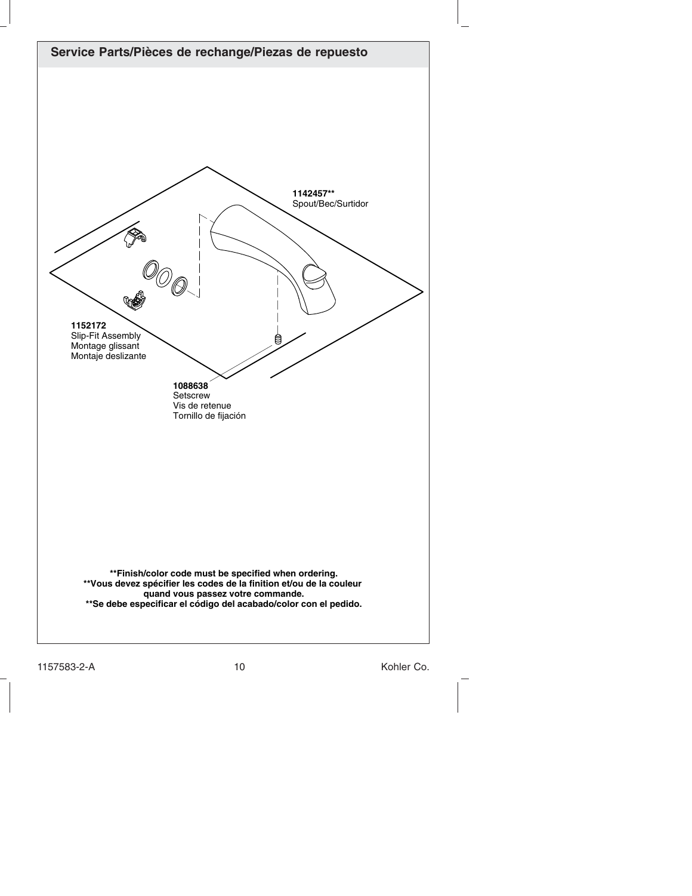## Service Parts/Pièces de rechange/Piezas de repuesto

**1142457****
Spout/Bec/Surtidor

**1152172**
Slip-Fit Assembly
Montage glissant
Montaje deslizante

**1088638**
Setscrew
Vis de retenue
Tornillo de fijación

****Finish/color code must be specified when ordering.**
****Vous devez spécifier les codes de la finition et/ou de la couleur quand vous passez votre commande.**
****Se debe especificar el código del acabado/color con el pedido.**

1157583-2-A

Kohler Co.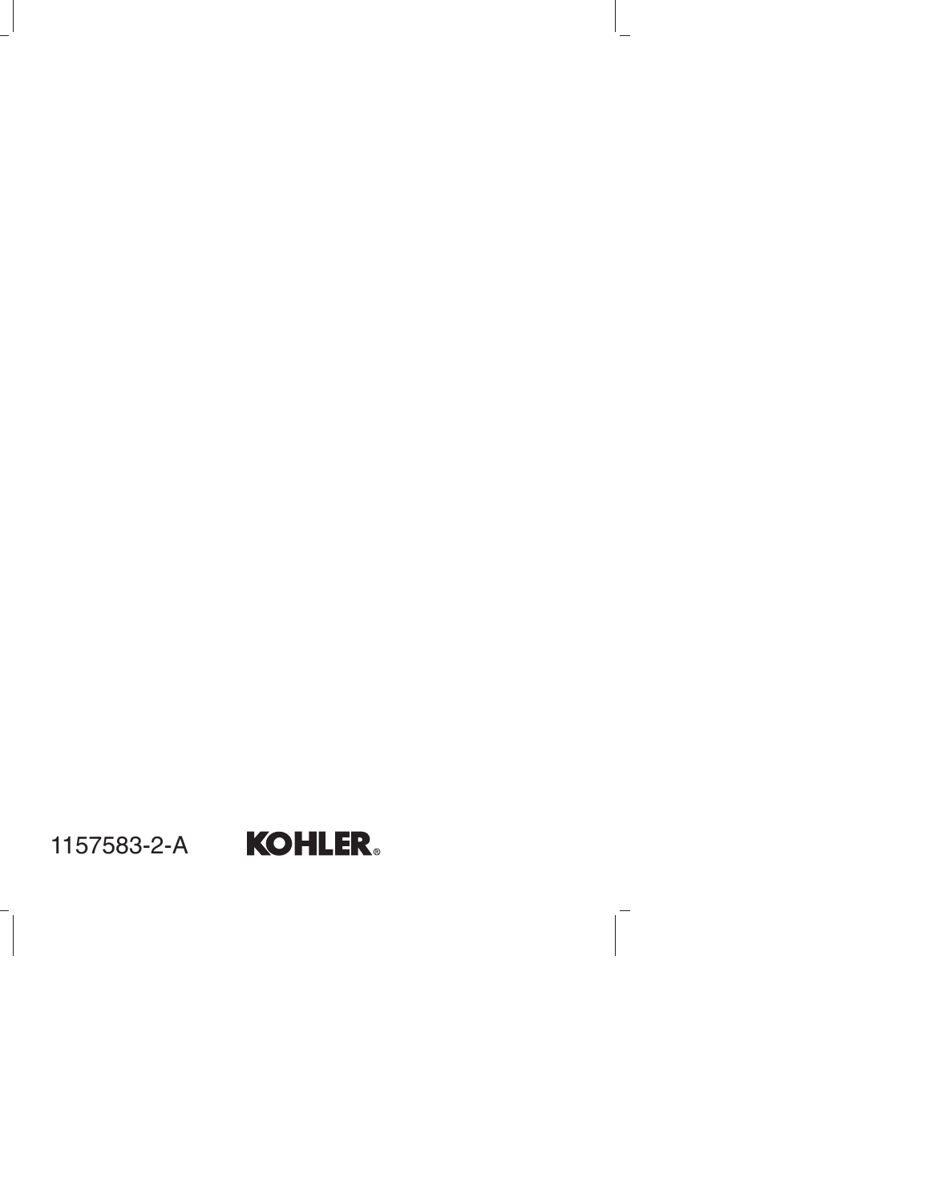1157583-2-A KOHLER®